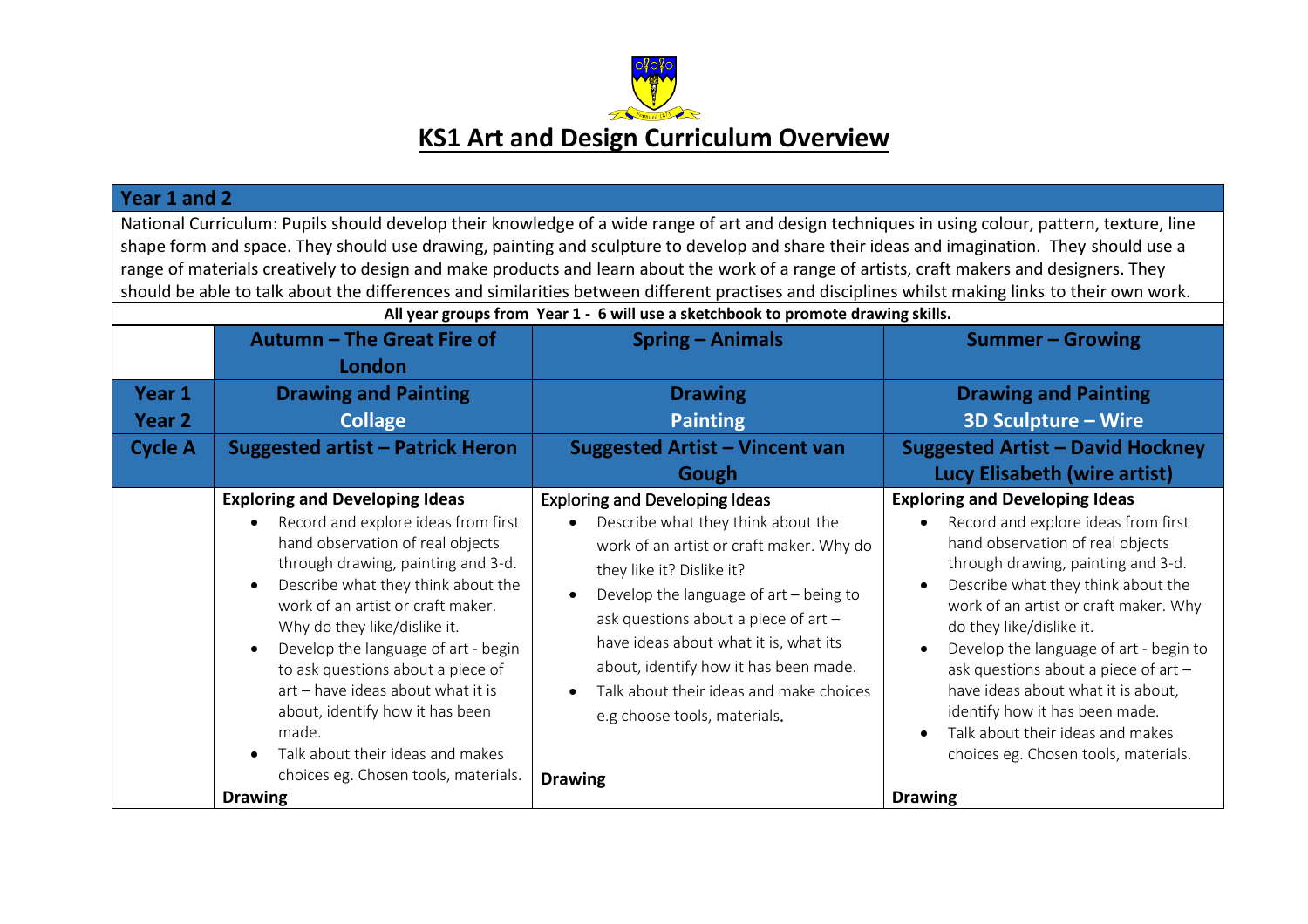# KS1 Art and Design Curriculum Overview

| Year 1 and 2 | | | |
|---|---|---|---|
| National Curriculum: Pupils should develop their knowledge of a wide range of art and design techniques in using colour, pattern, texture, line shape form and space. They should use drawing, painting and sculpture to develop and share their ideas and imagination. They should use a range of materials creatively to design and make products and learn about the work of a range of artists, craft makers and designers. They should be able to talk about the differences and similarities between different practises and disciplines whilst making links to their own work. | | | |
| **All year groups from Year 1 - 6 will use a sketchbook to promote drawing skills.** | | | |
| | **Autumn – The Great Fire of London** | **Spring – Animals** | **Summer – Growing** |
| **Year 1**<br>**Year 2** | **Drawing and Painting**<br>**Collage** | **Drawing**<br>**Painting** | **Drawing and Painting**<br>**3D Sculpture – Wire** |
| **Cycle A** | **Suggested artist – Patrick Heron** | **Suggested Artist – Vincent van Gough** | **Suggested Artist – David Hockney**<br>**Lucy Elisabeth (wire artist)** |
| | **Exploring and Developing Ideas**<br>• Record and explore ideas from first hand observation of real objects through drawing, painting and 3-d.<br>• Describe what they think about the work of an artist or craft maker. Why do they like/dislike it.<br>• Develop the language of art - begin to ask questions about a piece of art – have ideas about what it is about, identify how it has been made.<br>• Talk about their ideas and makes choices eg. Chosen tools, materials.<br>**Drawing** | Exploring and Developing Ideas<br>• Describe what they think about the work of an artist or craft maker. Why do they like it? Dislike it?<br>• Develop the language of art – being to ask questions about a piece of art – have ideas about what it is, what its about, identify how it has been made.<br>• Talk about their ideas and make choices e.g choose tools, materials.<br>**Drawing** | **Exploring and Developing Ideas**<br>• Record and explore ideas from first hand observation of real objects through drawing, painting and 3-d.<br>• Describe what they think about the work of an artist or craft maker. Why do they like/dislike it.<br>• Develop the language of art - begin to ask questions about a piece of art – have ideas about what it is about, identify how it has been made.<br>• Talk about their ideas and makes choices eg. Chosen tools, materials.<br>**Drawing** |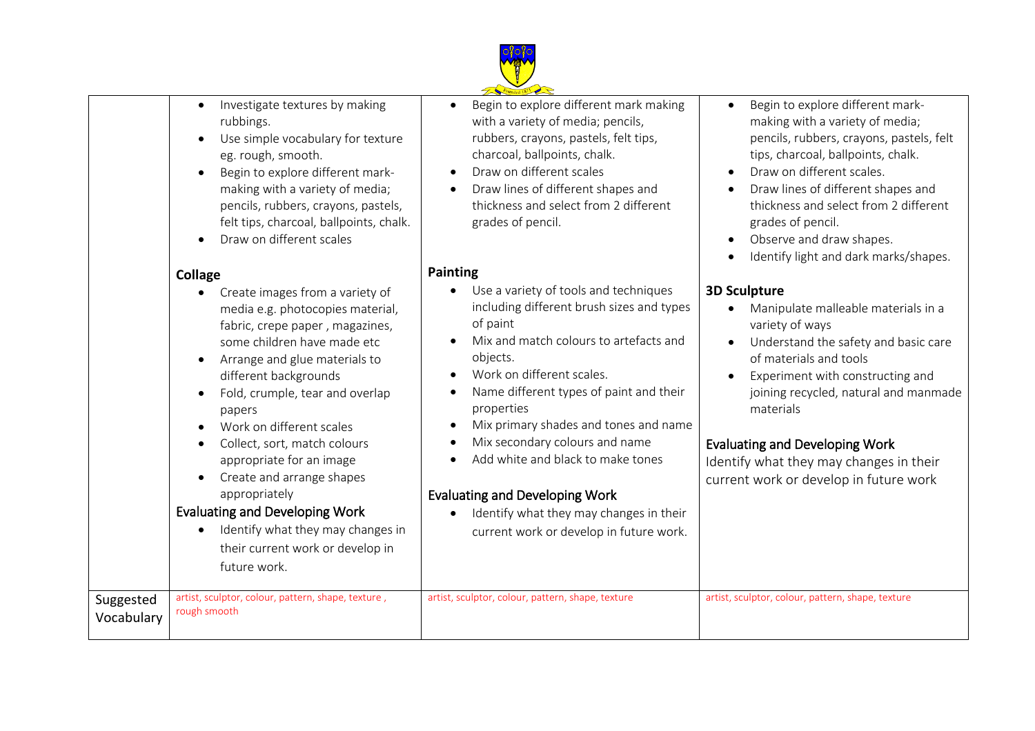| | | | |
|---|---|---|---|
| | • Investigate textures by making rubbings.<br>• Use simple vocabulary for texture eg. rough, smooth.<br>• Begin to explore different mark-making with a variety of media; pencils, rubbers, crayons, pastels, felt tips, charcoal, ballpoints, chalk.<br>• Draw on different scales<br><br>**Collage**<br>• Create images from a variety of media e.g. photocopies material, fabric, crepe paper , magazines, some children have made etc<br>• Arrange and glue materials to different backgrounds<br>• Fold, crumple, tear and overlap papers<br>• Work on different scales<br>• Collect, sort, match colours appropriate for an image<br>• Create and arrange shapes appropriately<br><br>**Evaluating and Developing Work**<br>• Identify what they may changes in their current work or develop in future work. | • Begin to explore different mark making with a variety of media; pencils, rubbers, crayons, pastels, felt tips, charcoal, ballpoints, chalk.<br>• Draw on different scales<br>• Draw lines of different shapes and thickness and select from 2 different grades of pencil.<br><br>**Painting**<br>• Use a variety of tools and techniques including different brush sizes and types of paint<br>• Mix and match colours to artefacts and objects.<br>• Work on different scales.<br>• Name different types of paint and their properties<br>• Mix primary shades and tones and name<br>• Mix secondary colours and name<br>• Add white and black to make tones<br><br>**Evaluating and Developing Work**<br>• Identify what they may changes in their current work or develop in future work. | • Begin to explore different mark-making with a variety of media; pencils, rubbers, crayons, pastels, felt tips, charcoal, ballpoints, chalk.<br>• Draw on different scales.<br>• Draw lines of different shapes and thickness and select from 2 different grades of pencil.<br>• Observe and draw shapes.<br>• Identify light and dark marks/shapes.<br><br>**3D Sculpture**<br>• Manipulate malleable materials in a variety of ways<br>• Understand the safety and basic care of materials and tools<br>• Experiment with constructing and joining recycled, natural and manmade materials<br><br>**Evaluating and Developing Work**<br>Identify what they may changes in their current work or develop in future work |
| Suggested Vocabulary | artist, sculptor, colour, pattern, shape, texture , rough smooth | artist, sculptor, colour, pattern, shape, texture | artist, sculptor, colour, pattern, shape, texture |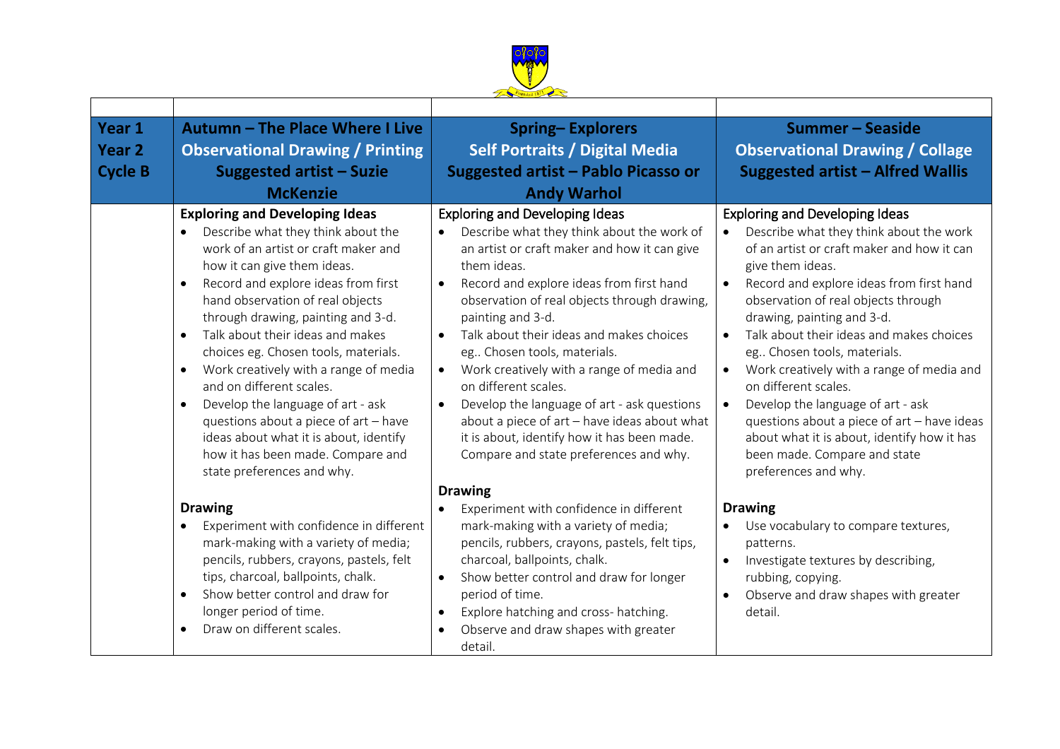| | | | |
|---|---|---|---|
| **Year 1 Year 2 Cycle B** | **Autumn – The Place Where I Live Observational Drawing / Printing Suggested artist – Suzie McKenzie** | **Spring– Explorers Self Portraits / Digital Media Suggested artist – Pablo Picasso or Andy Warhol** | **Summer – Seaside Observational Drawing / Collage Suggested artist – Alfred Wallis** |
| | **Exploring and Developing Ideas**<br>• Describe what they think about the work of an artist or craft maker and how it can give them ideas.<br>• Record and explore ideas from first hand observation of real objects through drawing, painting and 3-d.<br>• Talk about their ideas and makes choices eg. Chosen tools, materials.<br>• Work creatively with a range of media and on different scales.<br>• Develop the language of art - ask questions about a piece of art – have ideas about what it is about, identify how it has been made. Compare and state preferences and why.<br><br>**Drawing**<br>• Experiment with confidence in different mark-making with a variety of media; pencils, rubbers, crayons, pastels, felt tips, charcoal, ballpoints, chalk.<br>• Show better control and draw for longer period of time.<br>• Draw on different scales. | Exploring and Developing Ideas<br>• Describe what they think about the work of an artist or craft maker and how it can give them ideas.<br>• Record and explore ideas from first hand observation of real objects through drawing, painting and 3-d.<br>• Talk about their ideas and makes choices eg.. Chosen tools, materials.<br>• Work creatively with a range of media and on different scales.<br>• Develop the language of art - ask questions about a piece of art – have ideas about what it is about, identify how it has been made. Compare and state preferences and why.<br><br>**Drawing**<br>• Experiment with confidence in different mark-making with a variety of media; pencils, rubbers, crayons, pastels, felt tips, charcoal, ballpoints, chalk.<br>• Show better control and draw for longer period of time.<br>• Explore hatching and cross- hatching.<br>• Observe and draw shapes with greater detail. | Exploring and Developing Ideas<br>• Describe what they think about the work of an artist or craft maker and how it can give them ideas.<br>• Record and explore ideas from first hand observation of real objects through drawing, painting and 3-d.<br>• Talk about their ideas and makes choices eg.. Chosen tools, materials.<br>• Work creatively with a range of media and on different scales.<br>• Develop the language of art - ask questions about a piece of art – have ideas about what it is about, identify how it has been made. Compare and state preferences and why.<br><br>**Drawing**<br>• Use vocabulary to compare textures, patterns.<br>• Investigate textures by describing, rubbing, copying.<br>• Observe and draw shapes with greater detail. |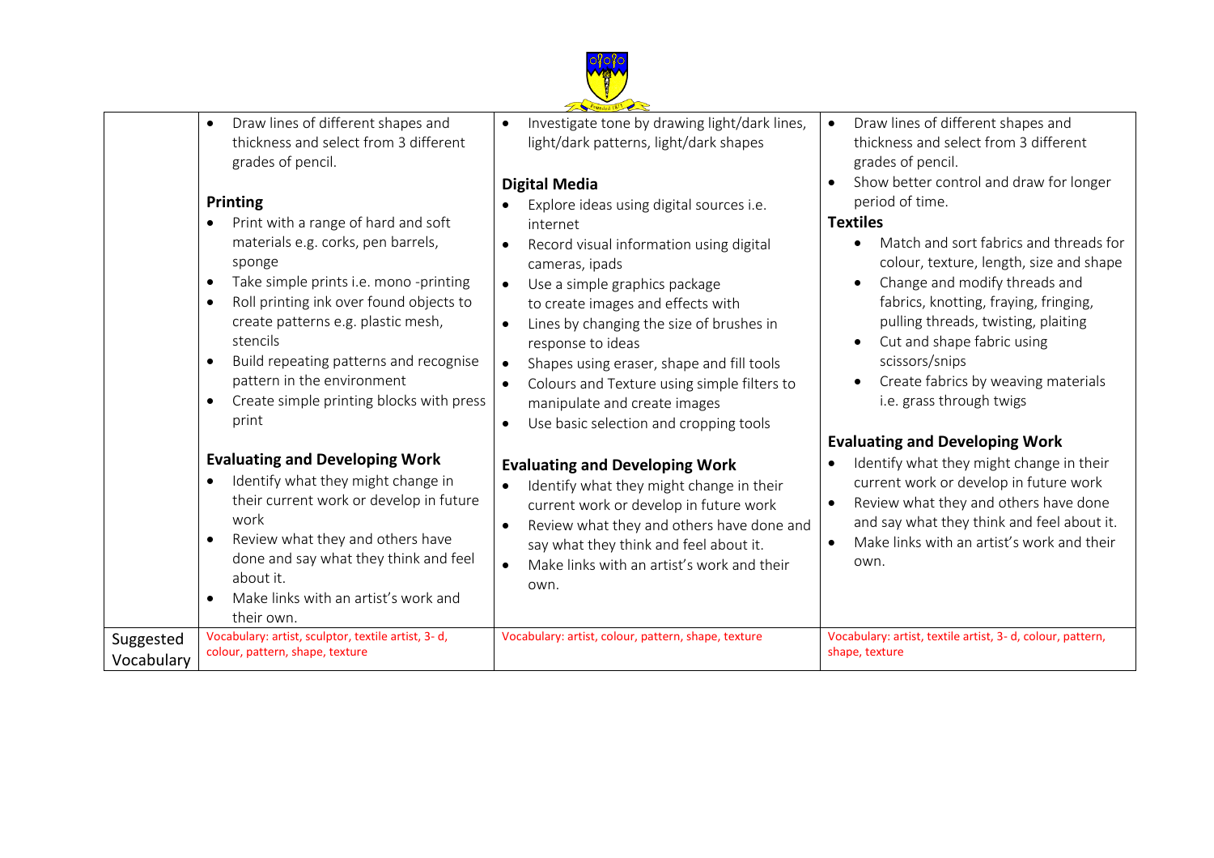| | | | |
|---|---|---|---|
| | <ul><li>Draw lines of different shapes and thickness and select from 3 different grades of pencil.</li></ul>**Printing**<ul><li>Print with a range of hard and soft materials e.g. corks, pen barrels, sponge</li><li>Take simple prints i.e. mono -printing</li><li>Roll printing ink over found objects to create patterns e.g. plastic mesh, stencils</li><li>Build repeating patterns and recognise pattern in the environment</li><li>Create simple printing blocks with press print</li></ul>**Evaluating and Developing Work**<ul><li>Identify what they might change in their current work or develop in future work</li><li>Review what they and others have done and say what they think and feel about it.</li><li>Make links with an artist's work and their own.</li></ul> | <ul><li>Investigate tone by drawing light/dark lines, light/dark patterns, light/dark shapes</li></ul>**Digital Media**<ul><li>Explore ideas using digital sources i.e. internet</li><li>Record visual information using digital cameras, ipads</li><li>Use a simple graphics package to create images and effects with</li><li>Lines by changing the size of brushes in response to ideas</li><li>Shapes using eraser, shape and fill tools</li><li>Colours and Texture using simple filters to manipulate and create images</li><li>Use basic selection and cropping tools</li></ul>**Evaluating and Developing Work**<ul><li>Identify what they might change in their current work or develop in future work</li><li>Review what they and others have done and say what they think and feel about it.</li><li>Make links with an artist's work and their own.</li></ul> | <ul><li>Draw lines of different shapes and thickness and select from 3 different grades of pencil.</li><li>Show better control and draw for longer period of time.</li></ul>**Textiles**<ul><li>Match and sort fabrics and threads for colour, texture, length, size and shape</li><li>Change and modify threads and fabrics, knotting, fraying, fringing, pulling threads, twisting, plaiting</li><li>Cut and shape fabric using scissors/snips</li><li>Create fabrics by weaving materials i.e. grass through twigs</li></ul>**Evaluating and Developing Work**<ul><li>Identify what they might change in their current work or develop in future work</li><li>Review what they and others have done and say what they think and feel about it.</li><li>Make links with an artist's work and their own.</li></ul> |
| Suggested Vocabulary | Vocabulary: artist, sculptor, textile artist, 3- d, colour, pattern, shape, texture | Vocabulary: artist, colour, pattern, shape, texture | Vocabulary: artist, textile artist, 3- d, colour, pattern, shape, texture |